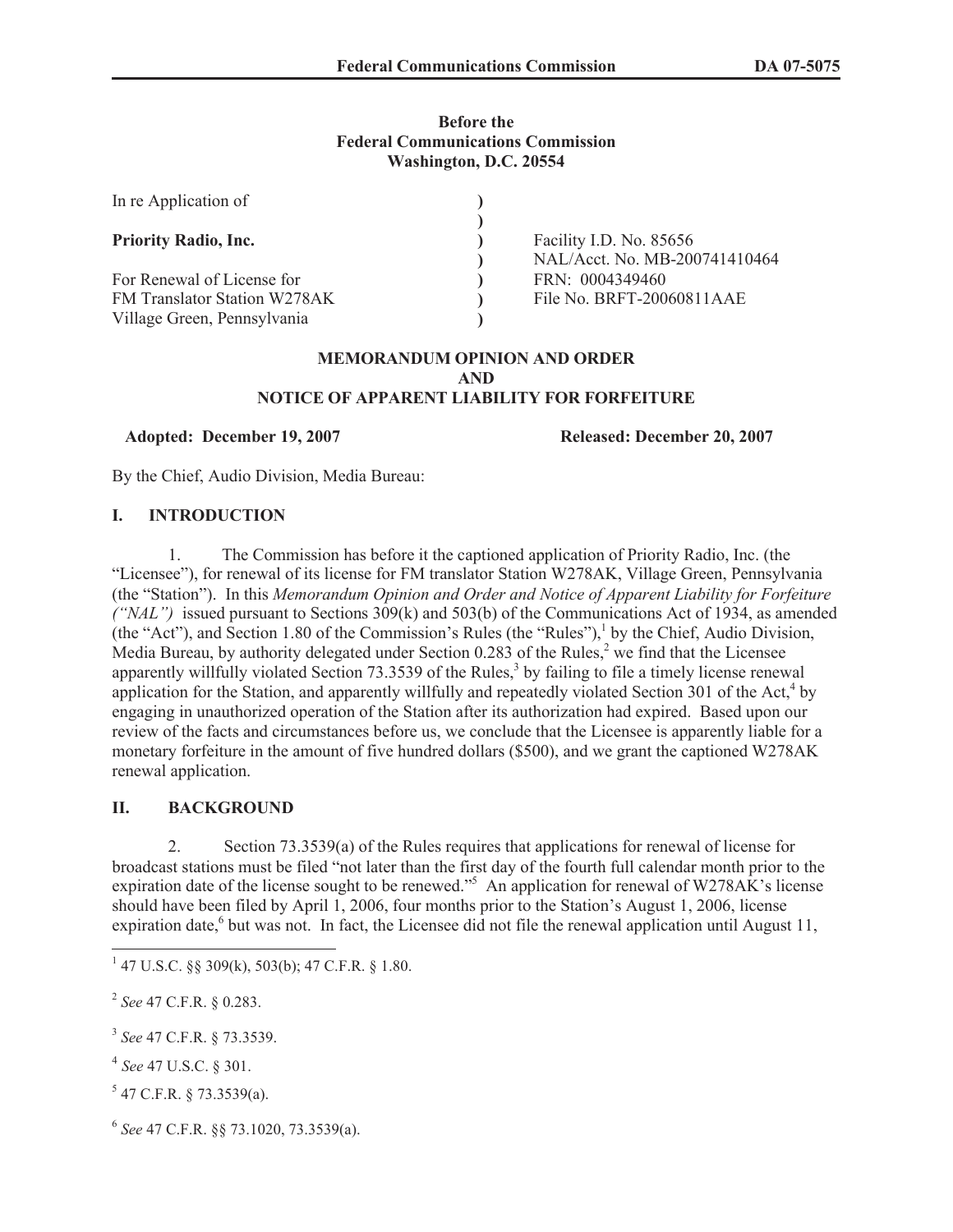**Before the**
**Federal Communications Commission**
**Washington, D.C. 20554**

| | | |
|---|---|---|
| In re Application of | ) | |
| | ) | |
| **Priority Radio, Inc.** | ) | Facility I.D. No. 85656 |
| | ) | NAL/Acct. No. MB-200741410464 |
| For Renewal of License for | ) | FRN: 0004349460 |
| FM Translator Station W278AK | ) | File No. BRFT-20060811AAE |
| Village Green, Pennsylvania | ) | |

**MEMORANDUM OPINION AND ORDER**
**AND**
**NOTICE OF APPARENT LIABILITY FOR FORFEITURE**

**Adopted: December 19, 2007** **Released: December 20, 2007**

By the Chief, Audio Division, Media Bureau:

## I. INTRODUCTION

1. The Commission has before it the captioned application of Priority Radio, Inc. (the "Licensee"), for renewal of its license for FM translator Station W278AK, Village Green, Pennsylvania (the "Station"). In this *Memorandum Opinion and Order and Notice of Apparent Liability for Forfeiture ("NAL")* issued pursuant to Sections 309(k) and 503(b) of the Communications Act of 1934, as amended (the "Act"), and Section 1.80 of the Commission's Rules (the "Rules"),[1] by the Chief, Audio Division, Media Bureau, by authority delegated under Section 0.283 of the Rules,[2] we find that the Licensee apparently willfully violated Section 73.3539 of the Rules,[3] by failing to file a timely license renewal application for the Station, and apparently willfully and repeatedly violated Section 301 of the Act,[4] by engaging in unauthorized operation of the Station after its authorization had expired. Based upon our review of the facts and circumstances before us, we conclude that the Licensee is apparently liable for a monetary forfeiture in the amount of five hundred dollars ($500), and we grant the captioned W278AK renewal application.

## II. BACKGROUND

2. Section 73.3539(a) of the Rules requires that applications for renewal of license for broadcast stations must be filed "not later than the first day of the fourth full calendar month prior to the expiration date of the license sought to be renewed."[5] An application for renewal of W278AK's license should have been filed by April 1, 2006, four months prior to the Station's August 1, 2006, license expiration date,[6] but was not. In fact, the Licensee did not file the renewal application until August 11,

[1] 47 U.S.C. §§ 309(k), 503(b); 47 C.F.R. § 1.80.

[2] *See* 47 C.F.R. § 0.283.

[3] *See* 47 C.F.R. § 73.3539.

[4] *See* 47 U.S.C. § 301.

[5] 47 C.F.R. § 73.3539(a).

[6] *See* 47 C.F.R. §§ 73.1020, 73.3539(a).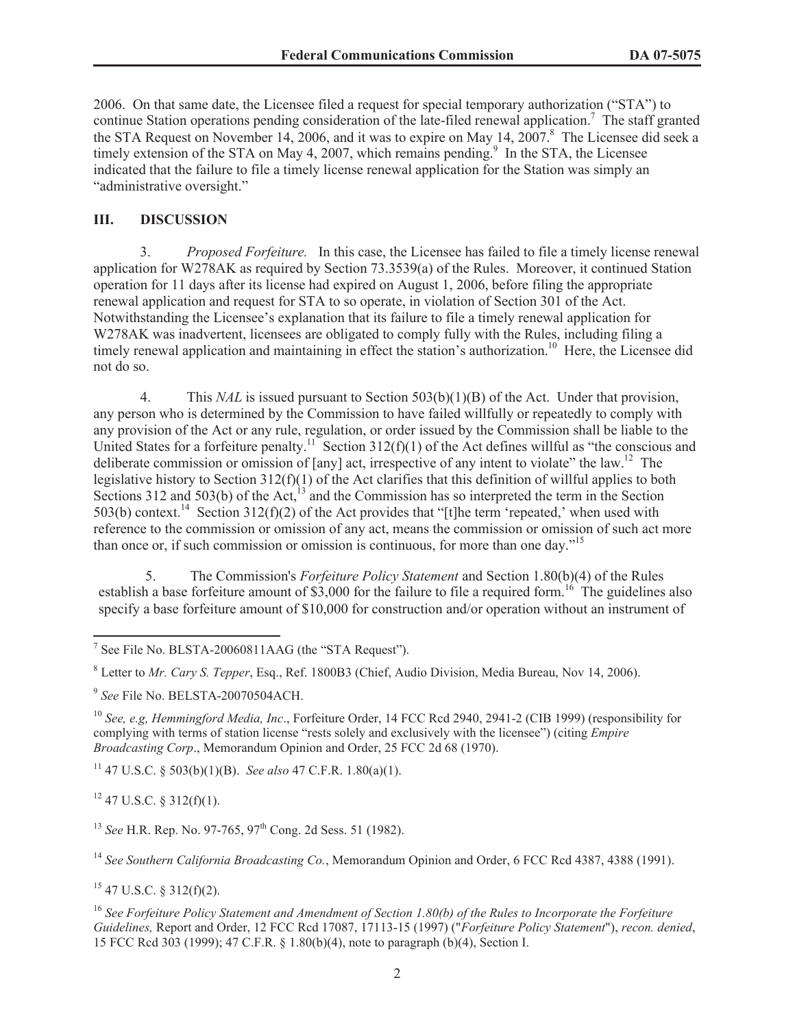2006. On that same date, the Licensee filed a request for special temporary authorization ("STA") to continue Station operations pending consideration of the late-filed renewal application.[7] The staff granted the STA Request on November 14, 2006, and it was to expire on May 14, 2007.[8] The Licensee did seek a timely extension of the STA on May 4, 2007, which remains pending.[9] In the STA, the Licensee indicated that the failure to file a timely license renewal application for the Station was simply an "administrative oversight."

## III. DISCUSSION

3. *Proposed Forfeiture.* In this case, the Licensee has failed to file a timely license renewal application for W278AK as required by Section 73.3539(a) of the Rules. Moreover, it continued Station operation for 11 days after its license had expired on August 1, 2006, before filing the appropriate renewal application and request for STA to so operate, in violation of Section 301 of the Act. Notwithstanding the Licensee's explanation that its failure to file a timely renewal application for W278AK was inadvertent, licensees are obligated to comply fully with the Rules, including filing a timely renewal application and maintaining in effect the station's authorization.[10] Here, the Licensee did not do so.

4. This *NAL* is issued pursuant to Section 503(b)(1)(B) of the Act. Under that provision, any person who is determined by the Commission to have failed willfully or repeatedly to comply with any provision of the Act or any rule, regulation, or order issued by the Commission shall be liable to the United States for a forfeiture penalty.[11] Section 312(f)(1) of the Act defines willful as "the conscious and deliberate commission or omission of [any] act, irrespective of any intent to violate" the law.[12] The legislative history to Section 312(f)(1) of the Act clarifies that this definition of willful applies to both Sections 312 and 503(b) of the Act,[13] and the Commission has so interpreted the term in the Section 503(b) context.[14] Section 312(f)(2) of the Act provides that "[t]he term 'repeated,' when used with reference to the commission or omission of any act, means the commission or omission of such act more than once or, if such commission or omission is continuous, for more than one day."[15]

5. The Commission's *Forfeiture Policy Statement* and Section 1.80(b)(4) of the Rules establish a base forfeiture amount of $3,000 for the failure to file a required form.[16] The guidelines also specify a base forfeiture amount of $10,000 for construction and/or operation without an instrument of

---

[7] See File No. BLSTA-20060811AAG (the "STA Request").

[8] Letter to *Mr. Cary S. Tepper*, Esq., Ref. 1800B3 (Chief, Audio Division, Media Bureau, Nov 14, 2006).

[9] *See* File No. BELSTA-20070504ACH.

[10] *See, e.g, Hemmingford Media, Inc*., Forfeiture Order, 14 FCC Rcd 2940, 2941-2 (CIB 1999) (responsibility for complying with terms of station license "rests solely and exclusively with the licensee") (citing *Empire Broadcasting Corp*., Memorandum Opinion and Order, 25 FCC 2d 68 (1970).

[11] 47 U.S.C. § 503(b)(1)(B). *See also* 47 C.F.R. 1.80(a)(1).

[12] 47 U.S.C. § 312(f)(1).

[13] *See* H.R. Rep. No. 97-765, 97th Cong. 2d Sess. 51 (1982).

[14] *See Southern California Broadcasting Co.*, Memorandum Opinion and Order, 6 FCC Rcd 4387, 4388 (1991).

[15] 47 U.S.C. § 312(f)(2).

[16] *See Forfeiture Policy Statement and Amendment of Section 1.80(b) of the Rules to Incorporate the Forfeiture Guidelines,* Report and Order, 12 FCC Rcd 17087, 17113-15 (1997) ("*Forfeiture Policy Statement*"), *recon. denied*, 15 FCC Rcd 303 (1999); 47 C.F.R. § 1.80(b)(4), note to paragraph (b)(4), Section I.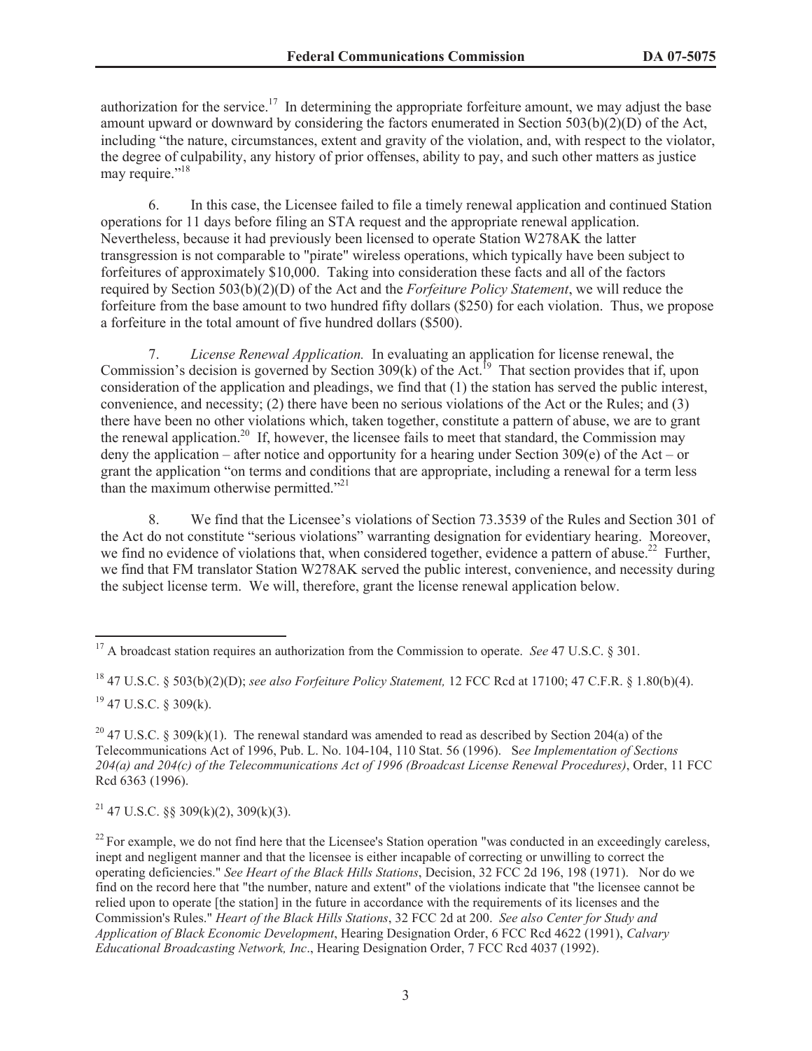authorization for the service.[17] In determining the appropriate forfeiture amount, we may adjust the base amount upward or downward by considering the factors enumerated in Section 503(b)(2)(D) of the Act, including "the nature, circumstances, extent and gravity of the violation, and, with respect to the violator, the degree of culpability, any history of prior offenses, ability to pay, and such other matters as justice may require."[18]

6. In this case, the Licensee failed to file a timely renewal application and continued Station operations for 11 days before filing an STA request and the appropriate renewal application. Nevertheless, because it had previously been licensed to operate Station W278AK the latter transgression is not comparable to "pirate" wireless operations, which typically have been subject to forfeitures of approximately $10,000. Taking into consideration these facts and all of the factors required by Section 503(b)(2)(D) of the Act and the *Forfeiture Policy Statement*, we will reduce the forfeiture from the base amount to two hundred fifty dollars ($250) for each violation. Thus, we propose a forfeiture in the total amount of five hundred dollars ($500).

7. *License Renewal Application.* In evaluating an application for license renewal, the Commission's decision is governed by Section 309(k) of the Act.[19] That section provides that if, upon consideration of the application and pleadings, we find that (1) the station has served the public interest, convenience, and necessity; (2) there have been no serious violations of the Act or the Rules; and (3) there have been no other violations which, taken together, constitute a pattern of abuse, we are to grant the renewal application.[20] If, however, the licensee fails to meet that standard, the Commission may deny the application – after notice and opportunity for a hearing under Section 309(e) of the Act – or grant the application "on terms and conditions that are appropriate, including a renewal for a term less than the maximum otherwise permitted."[21]

8. We find that the Licensee's violations of Section 73.3539 of the Rules and Section 301 of the Act do not constitute "serious violations" warranting designation for evidentiary hearing. Moreover, we find no evidence of violations that, when considered together, evidence a pattern of abuse.[22] Further, we find that FM translator Station W278AK served the public interest, convenience, and necessity during the subject license term. We will, therefore, grant the license renewal application below.

---

[17] A broadcast station requires an authorization from the Commission to operate. *See* 47 U.S.C. § 301.

[18] 47 U.S.C. § 503(b)(2)(D); *see also Forfeiture Policy Statement,* 12 FCC Rcd at 17100; 47 C.F.R. § 1.80(b)(4).

[19] 47 U.S.C. § 309(k).

[20] 47 U.S.C. § 309(k)(1). The renewal standard was amended to read as described by Section 204(a) of the Telecommunications Act of 1996, Pub. L. No. 104-104, 110 Stat. 56 (1996). S*ee Implementation of Sections 204(a) and 204(c) of the Telecommunications Act of 1996 (Broadcast License Renewal Procedures)*, Order, 11 FCC Rcd 6363 (1996).

[21] 47 U.S.C. §§ 309(k)(2), 309(k)(3).

[22] For example, we do not find here that the Licensee's Station operation "was conducted in an exceedingly careless, inept and negligent manner and that the licensee is either incapable of correcting or unwilling to correct the operating deficiencies." *See Heart of the Black Hills Stations*, Decision, 32 FCC 2d 196, 198 (1971). Nor do we find on the record here that "the number, nature and extent" of the violations indicate that "the licensee cannot be relied upon to operate [the station] in the future in accordance with the requirements of its licenses and the Commission's Rules." *Heart of the Black Hills Stations*, 32 FCC 2d at 200. *See also Center for Study and Application of Black Economic Development*, Hearing Designation Order, 6 FCC Rcd 4622 (1991), *Calvary Educational Broadcasting Network, Inc*., Hearing Designation Order, 7 FCC Rcd 4037 (1992).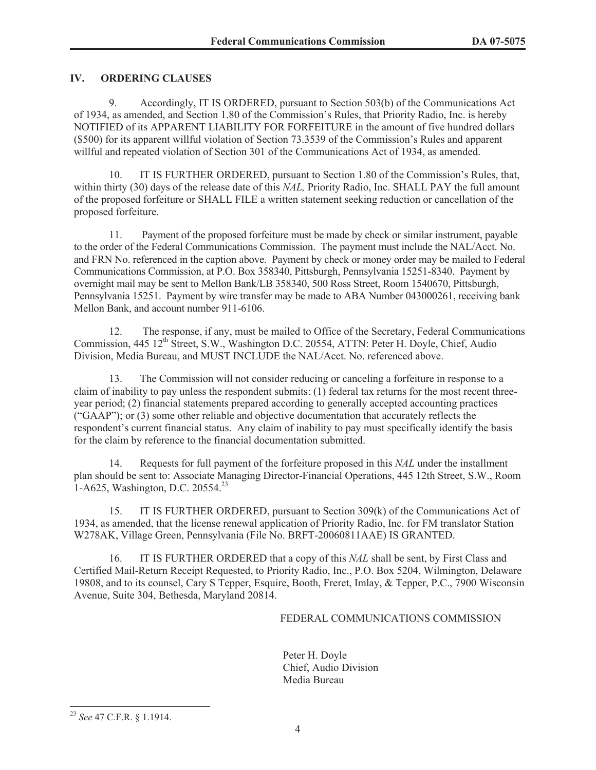## IV. ORDERING CLAUSES

9. Accordingly, IT IS ORDERED, pursuant to Section 503(b) of the Communications Act of 1934, as amended, and Section 1.80 of the Commission's Rules, that Priority Radio, Inc. is hereby NOTIFIED of its APPARENT LIABILITY FOR FORFEITURE in the amount of five hundred dollars ($500) for its apparent willful violation of Section 73.3539 of the Commission's Rules and apparent willful and repeated violation of Section 301 of the Communications Act of 1934, as amended.

10. IT IS FURTHER ORDERED, pursuant to Section 1.80 of the Commission's Rules, that, within thirty (30) days of the release date of this *NAL,* Priority Radio, Inc. SHALL PAY the full amount of the proposed forfeiture or SHALL FILE a written statement seeking reduction or cancellation of the proposed forfeiture.

11. Payment of the proposed forfeiture must be made by check or similar instrument, payable to the order of the Federal Communications Commission. The payment must include the NAL/Acct. No. and FRN No. referenced in the caption above. Payment by check or money order may be mailed to Federal Communications Commission, at P.O. Box 358340, Pittsburgh, Pennsylvania 15251-8340. Payment by overnight mail may be sent to Mellon Bank/LB 358340, 500 Ross Street, Room 1540670, Pittsburgh, Pennsylvania 15251. Payment by wire transfer may be made to ABA Number 043000261, receiving bank Mellon Bank, and account number 911-6106.

12. The response, if any, must be mailed to Office of the Secretary, Federal Communications Commission, 445 12th Street, S.W., Washington D.C. 20554, ATTN: Peter H. Doyle, Chief, Audio Division, Media Bureau, and MUST INCLUDE the NAL/Acct. No. referenced above.

13. The Commission will not consider reducing or canceling a forfeiture in response to a claim of inability to pay unless the respondent submits: (1) federal tax returns for the most recent three-year period; (2) financial statements prepared according to generally accepted accounting practices ("GAAP"); or (3) some other reliable and objective documentation that accurately reflects the respondent's current financial status. Any claim of inability to pay must specifically identify the basis for the claim by reference to the financial documentation submitted.

14. Requests for full payment of the forfeiture proposed in this *NAL* under the installment plan should be sent to: Associate Managing Director-Financial Operations, 445 12th Street, S.W., Room 1-A625, Washington, D.C. 20554.[23]

15. IT IS FURTHER ORDERED, pursuant to Section 309(k) of the Communications Act of 1934, as amended, that the license renewal application of Priority Radio, Inc. for FM translator Station W278AK, Village Green, Pennsylvania (File No. BRFT-20060811AAE) IS GRANTED.

16. IT IS FURTHER ORDERED that a copy of this *NAL* shall be sent, by First Class and Certified Mail-Return Receipt Requested, to Priority Radio, Inc., P.O. Box 5204, Wilmington, Delaware 19808, and to its counsel, Cary S Tepper, Esquire, Booth, Freret, Imlay, & Tepper, P.C., 7900 Wisconsin Avenue, Suite 304, Bethesda, Maryland 20814.

FEDERAL COMMUNICATIONS COMMISSION

Peter H. Doyle
Chief, Audio Division
Media Bureau

---

[23] *See* 47 C.F.R. § 1.1914.